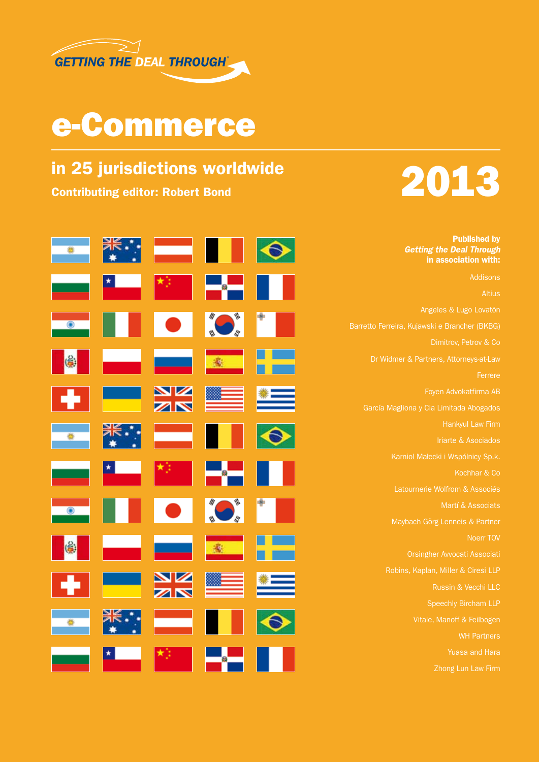GETTING THE DEAL THROUGH®

# e-Commerce

## in 25 jurisdictions worldwide

**Contributing editor: Robert Bond**

# 2013

**Published by**
***Getting the Deal Through***
**in association with:**

Addisons

Altius

Angeles & Lugo Lovatón

Barretto Ferreira, Kujawski e Brancher (BKBG)

Dimitrov, Petrov & Co

Dr Widmer & Partners, Attorneys-at-Law

Ferrere

Foyen Advokatfirma AB

García Magliona y Cia Limitada Abogados

Hankyul Law Firm

Iriarte & Asociados

Karniol Małecki i Wspólnicy Sp.k.

Kochhar & Co

Latournerie Wolfrom & Associés

Martí & Associats

Maybach Görg Lenneis & Partner

Noerr TOV

Orsingher Avvocati Associati

Robins, Kaplan, Miller & Ciresi LLP

Russin & Vecchi LLC

Speechly Bircham LLP

Vitale, Manoff & Feilbogen

WH Partners

Yuasa and Hara

Zhong Lun Law Firm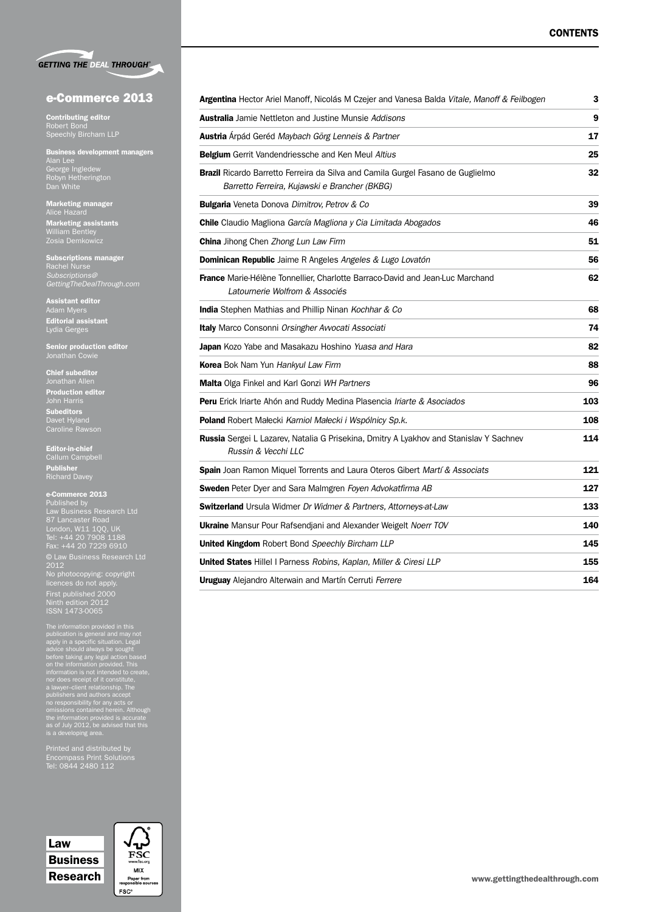# e-Commerce 2013

**Contributing editor**
Robert Bond
Speechly Bircham LLP

**Business development managers**
Alan Lee
George Ingledew
Robyn Hetherington
Dan White

**Marketing manager**
Alice Hazard

**Marketing assistants**
William Bentley
Zosia Demkowicz

**Subscriptions manager**
Rachel Nurse
*Subscriptions@GettingTheDealThrough.com*

**Assistant editor**
Adam Myers

**Editorial assistant**
Lydia Gerges

**Senior production editor**
Jonathan Cowie

**Chief subeditor**
Jonathan Allen

**Production editor**
John Harris

**Subeditors**
Davet Hyland
Caroline Rawson

**Editor-in-chief**
Callum Campbell

**Publisher**
Richard Davey

**e-Commerce 2013**
Published by
Law Business Research Ltd
87 Lancaster Road
London, W11 1QQ, UK
Tel: +44 20 7908 1188
Fax: +44 20 7229 6910

© Law Business Research Ltd 2012
No photocopying: copyright licences do not apply.
First published 2000
Ninth edition 2012
ISSN 1473-0065

The information provided in this publication is general and may not apply in a specific situation. Legal advice should always be sought before taking any legal action based on the information provided. This information is not intended to create, nor does receipt of it constitute, a lawyer–client relationship. The publishers and authors accept no responsibility for any acts or omissions contained herein. Although the information provided is accurate as of July 2012, be advised that this is a developing area.

Printed and distributed by
Encompass Print Solutions
Tel: 0844 2480 112

## CONTENTS

| | |
|---|---|
| **Argentina** Hector Ariel Manoff, Nicolás M Czejer and Vanesa Balda *Vitale, Manoff & Feilbogen* | 3 |
| **Australia** Jamie Nettleton and Justine Munsie *Addisons* | 9 |
| **Austria** Árpád Geréd *Maybach Görg Lenneis & Partner* | 17 |
| **Belgium** Gerrit Vandendriessche and Ken Meul *Altius* | 25 |
| **Brazil** Ricardo Barretto Ferreira da Silva and Camila Gurgel Fasano de Guglielmo *Barretto Ferreira, Kujawski e Brancher (BKBG)* | 32 |
| **Bulgaria** Veneta Donova *Dimitrov, Petrov & Co* | 39 |
| **Chile** Claudio Magliona *García Magliona y Cia Limitada Abogados* | 46 |
| **China** Jihong Chen *Zhong Lun Law Firm* | 51 |
| **Dominican Republic** Jaime R Angeles *Angeles & Lugo Lovatón* | 56 |
| **France** Marie-Hélène Tonnellier, Charlotte Barraco-David and Jean-Luc Marchand *Latournerie Wolfrom & Associés* | 62 |
| **India** Stephen Mathias and Phillip Ninan *Kochhar & Co* | 68 |
| **Italy** Marco Consonni *Orsingher Avvocati Associati* | 74 |
| **Japan** Kozo Yabe and Masakazu Hoshino *Yuasa and Hara* | 82 |
| **Korea** Bok Nam Yun *Hankyul Law Firm* | 88 |
| **Malta** Olga Finkel and Karl Gonzi *WH Partners* | 96 |
| **Peru** Erick Iriarte Ahón and Ruddy Medina Plasencia *Iriarte & Asociados* | 103 |
| **Poland** Robert Małecki *Karniol Małecki i Wspólnicy Sp.k.* | 108 |
| **Russia** Sergei L Lazarev, Natalia G Prisekina, Dmitry A Lyakhov and Stanislav Y Sachnev *Russin & Vecchi LLC* | 114 |
| **Spain** Joan Ramon Miquel Torrents and Laura Oteros Gibert *Martí & Associats* | 121 |
| **Sweden** Peter Dyer and Sara Malmgren *Foyen Advokatfirma AB* | 127 |
| **Switzerland** Ursula Widmer *Dr Widmer & Partners, Attorneys-at-Law* | 133 |
| **Ukraine** Mansur Pour Rafsendjani and Alexander Weigelt *Noerr TOV* | 140 |
| **United Kingdom** Robert Bond *Speechly Bircham LLP* | 145 |
| **United States** Hillel I Parness *Robins, Kaplan, Miller & Ciresi LLP* | 155 |
| **Uruguay** Alejandro Alterwain and Martín Cerruti *Ferrere* | 164 |

www.gettingthedealthrough.com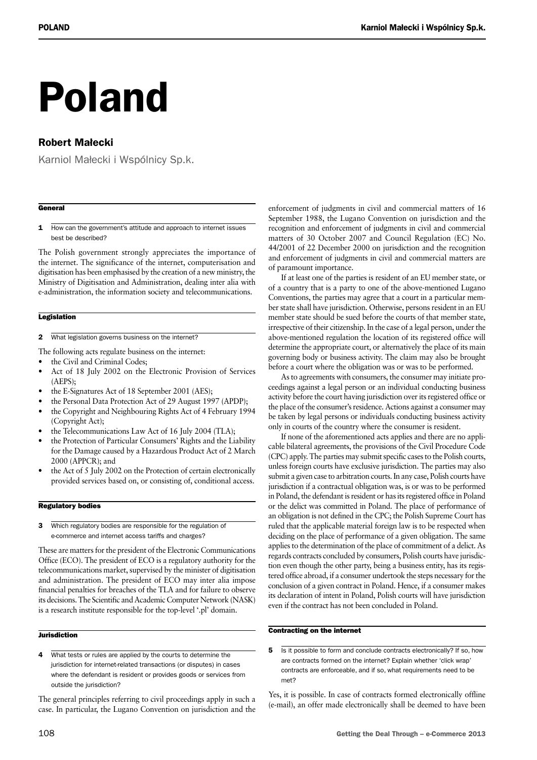# Poland

## Robert Małecki

Karniol Małecki i Wspólnicy Sp.k.

### General

**1 How can the government's attitude and approach to internet issues best be described?**

The Polish government strongly appreciates the importance of the internet. The significance of the internet, computerisation and digitisation has been emphasised by the creation of a new ministry, the Ministry of Digitisation and Administration, dealing inter alia with e-administration, the information society and telecommunications.

### Legislation

**2 What legislation governs business on the internet?**

The following acts regulate business on the internet:

- the Civil and Criminal Codes;
- Act of 18 July 2002 on the Electronic Provision of Services (AEPS);
- the E-Signatures Act of 18 September 2001 (AES);
- the Personal Data Protection Act of 29 August 1997 (APDP);
- the Copyright and Neighbouring Rights Act of 4 February 1994 (Copyright Act);
- the Telecommunications Law Act of 16 July 2004 (TLA);
- the Protection of Particular Consumers' Rights and the Liability for the Damage caused by a Hazardous Product Act of 2 March 2000 (APPCR); and
- the Act of 5 July 2002 on the Protection of certain electronically provided services based on, or consisting of, conditional access.

### Regulatory bodies

**3 Which regulatory bodies are responsible for the regulation of e-commerce and internet access tariffs and charges?**

These are matters for the president of the Electronic Communications Office (ECO). The president of ECO is a regulatory authority for the telecommunications market, supervised by the minister of digitisation and administration. The president of ECO may inter alia impose financial penalties for breaches of the TLA and for failure to observe its decisions. The Scientific and Academic Computer Network (NASK) is a research institute responsible for the top-level '.pl' domain.

### Jurisdiction

**4 What tests or rules are applied by the courts to determine the jurisdiction for internet-related transactions (or disputes) in cases where the defendant is resident or provides goods or services from outside the jurisdiction?**

The general principles referring to civil proceedings apply in such a case. In particular, the Lugano Convention on jurisdiction and the enforcement of judgments in civil and commercial matters of 16 September 1988, the Lugano Convention on jurisdiction and the recognition and enforcement of judgments in civil and commercial matters of 30 October 2007 and Council Regulation (EC) No. 44/2001 of 22 December 2000 on jurisdiction and the recognition and enforcement of judgments in civil and commercial matters are of paramount importance.

If at least one of the parties is resident of an EU member state, or of a country that is a party to one of the above-mentioned Lugano Conventions, the parties may agree that a court in a particular member state shall have jurisdiction. Otherwise, persons resident in an EU member state should be sued before the courts of that member state, irrespective of their citizenship. In the case of a legal person, under the above-mentioned regulation the location of its registered office will determine the appropriate court, or alternatively the place of its main governing body or business activity. The claim may also be brought before a court where the obligation was or was to be performed.

As to agreements with consumers, the consumer may initiate proceedings against a legal person or an individual conducting business activity before the court having jurisdiction over its registered office or the place of the consumer's residence. Actions against a consumer may be taken by legal persons or individuals conducting business activity only in courts of the country where the consumer is resident.

If none of the aforementioned acts applies and there are no applicable bilateral agreements, the provisions of the Civil Procedure Code (CPC) apply. The parties may submit specific cases to the Polish courts, unless foreign courts have exclusive jurisdiction. The parties may also submit a given case to arbitration courts. In any case, Polish courts have jurisdiction if a contractual obligation was, is or was to be performed in Poland, the defendant is resident or has its registered office in Poland or the delict was committed in Poland. The place of performance of an obligation is not defined in the CPC; the Polish Supreme Court has ruled that the applicable material foreign law is to be respected when deciding on the place of performance of a given obligation. The same applies to the determination of the place of commitment of a delict. As regards contracts concluded by consumers, Polish courts have jurisdiction even though the other party, being a business entity, has its registered office abroad, if a consumer undertook the steps necessary for the conclusion of a given contract in Poland. Hence, if a consumer makes its declaration of intent in Poland, Polish courts will have jurisdiction even if the contract has not been concluded in Poland.

### Contracting on the internet

**5 Is it possible to form and conclude contracts electronically? If so, how are contracts formed on the internet? Explain whether 'click wrap' contracts are enforceable, and if so, what requirements need to be met?**

Yes, it is possible. In case of contracts formed electronically offline (e-mail), an offer made electronically shall be deemed to have been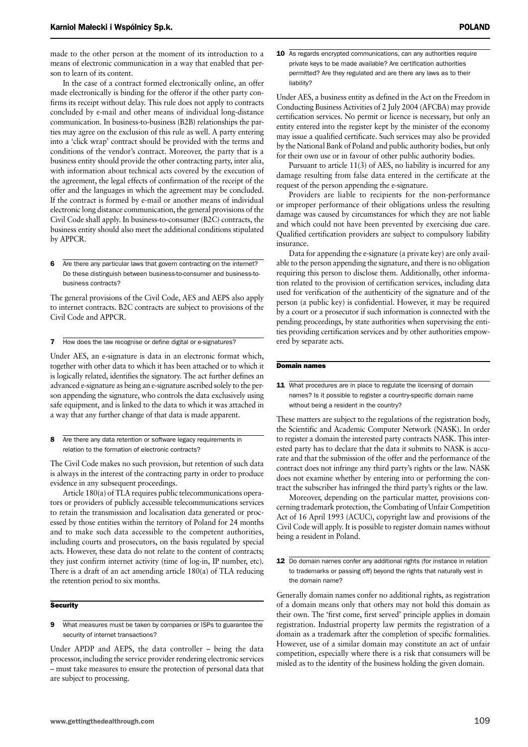made to the other person at the moment of its introduction to a means of electronic communication in a way that enabled that person to learn of its content.

In the case of a contract formed electronically online, an offer made electronically is binding for the offeror if the other party confirms its receipt without delay. This rule does not apply to contracts concluded by e-mail and other means of individual long-distance communication. In business-to-business (B2B) relationships the parties may agree on the exclusion of this rule as well. A party entering into a 'click wrap' contract should be provided with the terms and conditions of the vendor's contract. Moreover, the party that is a business entity should provide the other contracting party, inter alia, with information about technical acts covered by the execution of the agreement, the legal effects of confirmation of the receipt of the offer and the languages in which the agreement may be concluded. If the contract is formed by e-mail or another means of individual electronic long distance communication, the general provisions of the Civil Code shall apply. In business-to-consumer (B2C) contracts, the business entity should also meet the additional conditions stipulated by APPCR.

**6** Are there any particular laws that govern contracting on the internet? Do these distinguish between business-to-consumer and business-to-business contracts?

The general provisions of the Civil Code, AES and AEPS also apply to internet contracts. B2C contracts are subject to provisions of the Civil Code and APPCR.

**7** How does the law recognise or define digital or e-signatures?

Under AES, an e-signature is data in an electronic format which, together with other data to which it has been attached or to which it is logically related, identifies the signatory. The act further defines an advanced e-signature as being an e-signature ascribed solely to the person appending the signature, who controls the data exclusively using safe equipment, and is linked to the data to which it was attached in a way that any further change of that data is made apparent.

**8** Are there any data retention or software legacy requirements in relation to the formation of electronic contracts?

The Civil Code makes no such provision, but retention of such data is always in the interest of the contracting party in order to produce evidence in any subsequent proceedings.

Article 180(a) of TLA requires public telecommunications operators or providers of publicly accessible telecommunications services to retain the transmission and localisation data generated or processed by those entities within the territory of Poland for 24 months and to make such data accessible to the competent authorities, including courts and prosecutors, on the basis regulated by special acts. However, these data do not relate to the content of contracts; they just confirm internet activity (time of log-in, IP number, etc). There is a draft of an act amending article 180(a) of TLA reducing the retention period to six months.

## Security

**9** What measures must be taken by companies or ISPs to guarantee the security of internet transactions?

Under APDP and AEPS, the data controller – being the data processor, including the service provider rendering electronic services – must take measures to ensure the protection of personal data that are subject to processing.

**10** As regards encrypted communications, can any authorities require private keys to be made available? Are certification authorities permitted? Are they regulated and are there any laws as to their liability?

Under AES, a business entity as defined in the Act on the Freedom in Conducting Business Activities of 2 July 2004 (AFCBA) may provide certification services. No permit or licence is necessary, but only an entity entered into the register kept by the minister of the economy may issue a qualified certificate. Such services may also be provided by the National Bank of Poland and public authority bodies, but only for their own use or in favour of other public authority bodies.

Pursuant to article 11(3) of AES, no liability is incurred for any damage resulting from false data entered in the certificate at the request of the person appending the e-signature.

Providers are liable to recipients for the non-performance or improper performance of their obligations unless the resulting damage was caused by circumstances for which they are not liable and which could not have been prevented by exercising due care. Qualified certification providers are subject to compulsory liability insurance.

Data for appending the e-signature (a private key) are only available to the person appending the signature, and there is no obligation requiring this person to disclose them. Additionally, other information related to the provision of certification services, including data used for verification of the authenticity of the signature and of the person (a public key) is confidential. However, it may be required by a court or a prosecutor if such information is connected with the pending proceedings, by state authorities when supervising the entities providing certification services and by other authorities empowered by separate acts.

## Domain names

**11** What procedures are in place to regulate the licensing of domain names? Is it possible to register a country-specific domain name without being a resident in the country?

These matters are subject to the regulations of the registration body, the Scientific and Academic Computer Network (NASK). In order to register a domain the interested party contracts NASK. This interested party has to declare that the data it submits to NASK is accurate and that the submission of the offer and the performance of the contract does not infringe any third party's rights or the law. NASK does not examine whether by entering into or performing the contract the subscriber has infringed the third party's rights or the law.

Moreover, depending on the particular matter, provisions concerning trademark protection, the Combating of Unfair Competition Act of 16 April 1993 (ACUC), copyright law and provisions of the Civil Code will apply. It is possible to register domain names without being a resident in Poland.

**12** Do domain names confer any additional rights (for instance in relation to trademarks or passing off) beyond the rights that naturally vest in the domain name?

Generally domain names confer no additional rights, as registration of a domain means only that others may not hold this domain as their own. The 'first come, first served' principle applies in domain registration. Industrial property law permits the registration of a domain as a trademark after the completion of specific formalities. However, use of a similar domain may constitute an act of unfair competition, especially where there is a risk that consumers will be misled as to the identity of the business holding the given domain.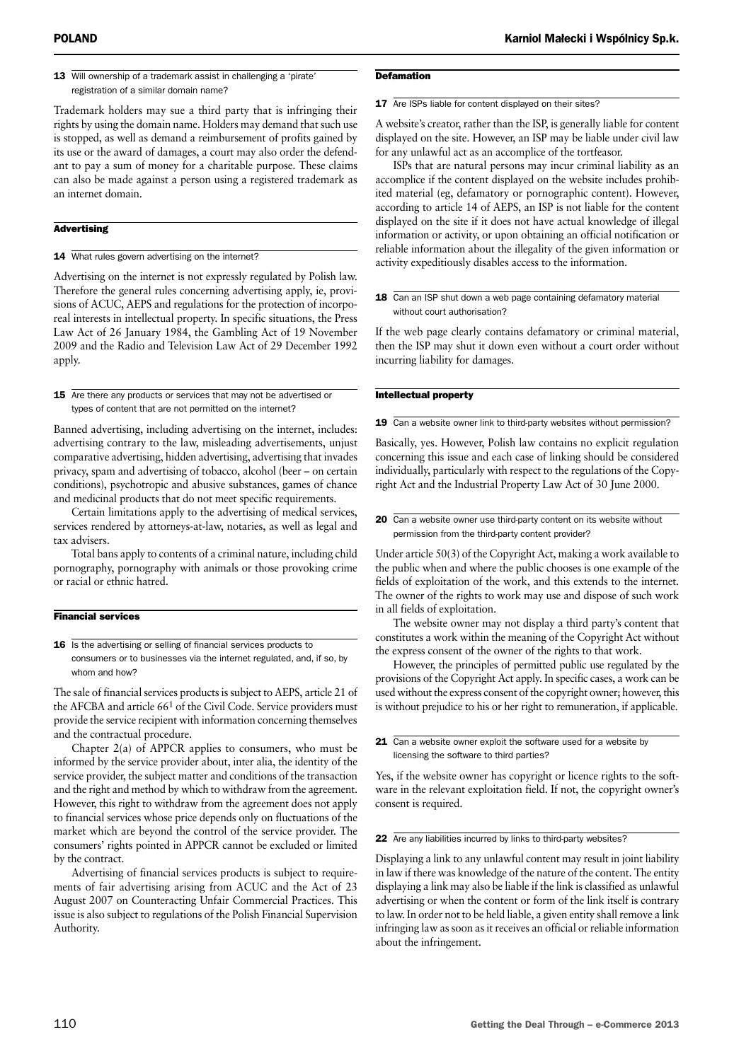**13 Will ownership of a trademark assist in challenging a 'pirate' registration of a similar domain name?**

Trademark holders may sue a third party that is infringing their rights by using the domain name. Holders may demand that such use is stopped, as well as demand a reimbursement of profits gained by its use or the award of damages, a court may also order the defendant to pay a sum of money for a charitable purpose. These claims can also be made against a person using a registered trademark as an internet domain.

## Advertising

**14 What rules govern advertising on the internet?**

Advertising on the internet is not expressly regulated by Polish law. Therefore the general rules concerning advertising apply, ie, provisions of ACUC, AEPS and regulations for the protection of incorporeal interests in intellectual property. In specific situations, the Press Law Act of 26 January 1984, the Gambling Act of 19 November 2009 and the Radio and Television Law Act of 29 December 1992 apply.

**15 Are there any products or services that may not be advertised or types of content that are not permitted on the internet?**

Banned advertising, including advertising on the internet, includes: advertising contrary to the law, misleading advertisements, unjust comparative advertising, hidden advertising, advertising that invades privacy, spam and advertising of tobacco, alcohol (beer – on certain conditions), psychotropic and abusive substances, games of chance and medicinal products that do not meet specific requirements.

Certain limitations apply to the advertising of medical services, services rendered by attorneys-at-law, notaries, as well as legal and tax advisers.

Total bans apply to contents of a criminal nature, including child pornography, pornography with animals or those provoking crime or racial or ethnic hatred.

## Financial services

**16 Is the advertising or selling of financial services products to consumers or to businesses via the internet regulated, and, if so, by whom and how?**

The sale of financial services products is subject to AEPS, article 21 of the AFCBA and article 66[1] of the Civil Code. Service providers must provide the service recipient with information concerning themselves and the contractual procedure.

Chapter 2(a) of APPCR applies to consumers, who must be informed by the service provider about, inter alia, the identity of the service provider, the subject matter and conditions of the transaction and the right and method by which to withdraw from the agreement. However, this right to withdraw from the agreement does not apply to financial services whose price depends only on fluctuations of the market which are beyond the control of the service provider. The consumers' rights pointed in APPCR cannot be excluded or limited by the contract.

Advertising of financial services products is subject to requirements of fair advertising arising from ACUC and the Act of 23 August 2007 on Counteracting Unfair Commercial Practices. This issue is also subject to regulations of the Polish Financial Supervision Authority.

## Defamation

**17 Are ISPs liable for content displayed on their sites?**

A website's creator, rather than the ISP, is generally liable for content displayed on the site. However, an ISP may be liable under civil law for any unlawful act as an accomplice of the tortfeasor.

ISPs that are natural persons may incur criminal liability as an accomplice if the content displayed on the website includes prohibited material (eg, defamatory or pornographic content). However, according to article 14 of AEPS, an ISP is not liable for the content displayed on the site if it does not have actual knowledge of illegal information or activity, or upon obtaining an official notification or reliable information about the illegality of the given information or activity expeditiously disables access to the information.

**18 Can an ISP shut down a web page containing defamatory material without court authorisation?**

If the web page clearly contains defamatory or criminal material, then the ISP may shut it down even without a court order without incurring liability for damages.

## Intellectual property

**19 Can a website owner link to third-party websites without permission?**

Basically, yes. However, Polish law contains no explicit regulation concerning this issue and each case of linking should be considered individually, particularly with respect to the regulations of the Copyright Act and the Industrial Property Law Act of 30 June 2000.

**20 Can a website owner use third-party content on its website without permission from the third-party content provider?**

Under article 50(3) of the Copyright Act, making a work available to the public when and where the public chooses is one example of the fields of exploitation of the work, and this extends to the internet. The owner of the rights to work may use and dispose of such work in all fields of exploitation.

The website owner may not display a third party's content that constitutes a work within the meaning of the Copyright Act without the express consent of the owner of the rights to that work.

However, the principles of permitted public use regulated by the provisions of the Copyright Act apply. In specific cases, a work can be used without the express consent of the copyright owner; however, this is without prejudice to his or her right to remuneration, if applicable.

**21 Can a website owner exploit the software used for a website by licensing the software to third parties?**

Yes, if the website owner has copyright or licence rights to the software in the relevant exploitation field. If not, the copyright owner's consent is required.

**22 Are any liabilities incurred by links to third-party websites?**

Displaying a link to any unlawful content may result in joint liability in law if there was knowledge of the nature of the content. The entity displaying a link may also be liable if the link is classified as unlawful advertising or when the content or form of the link itself is contrary to law. In order not to be held liable, a given entity shall remove a link infringing law as soon as it receives an official or reliable information about the infringement.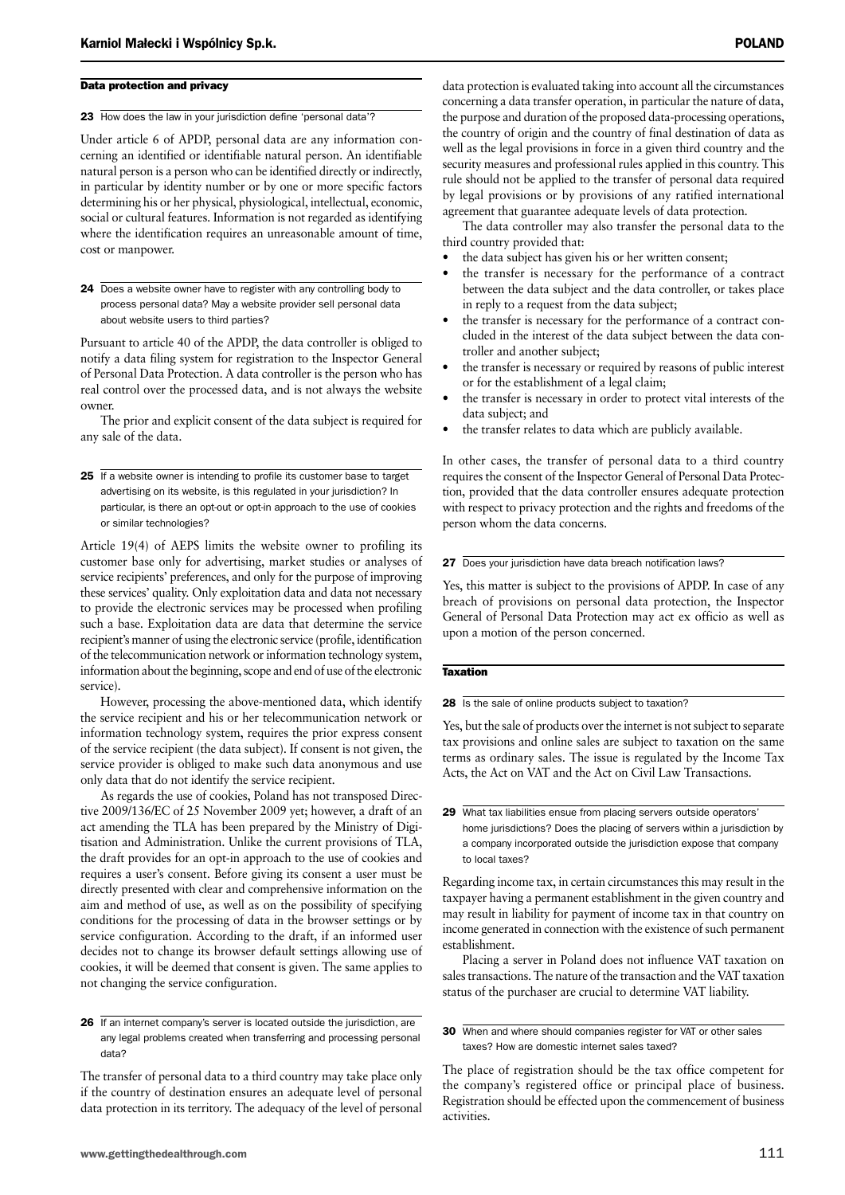## Data protection and privacy

**23** How does the law in your jurisdiction define 'personal data'?

Under article 6 of APDP, personal data are any information concerning an identified or identifiable natural person. An identifiable natural person is a person who can be identified directly or indirectly, in particular by identity number or by one or more specific factors determining his or her physical, physiological, intellectual, economic, social or cultural features. Information is not regarded as identifying where the identification requires an unreasonable amount of time, cost or manpower.

**24** Does a website owner have to register with any controlling body to process personal data? May a website provider sell personal data about website users to third parties?

Pursuant to article 40 of the APDP, the data controller is obliged to notify a data filing system for registration to the Inspector General of Personal Data Protection. A data controller is the person who has real control over the processed data, and is not always the website owner.

The prior and explicit consent of the data subject is required for any sale of the data.

**25** If a website owner is intending to profile its customer base to target advertising on its website, is this regulated in your jurisdiction? In particular, is there an opt-out or opt-in approach to the use of cookies or similar technologies?

Article 19(4) of AEPS limits the website owner to profiling its customer base only for advertising, market studies or analyses of service recipients' preferences, and only for the purpose of improving these services' quality. Only exploitation data and data not necessary to provide the electronic services may be processed when profiling such a base. Exploitation data are data that determine the service recipient's manner of using the electronic service (profile, identification of the telecommunication network or information technology system, information about the beginning, scope and end of use of the electronic service).

However, processing the above-mentioned data, which identify the service recipient and his or her telecommunication network or information technology system, requires the prior express consent of the service recipient (the data subject). If consent is not given, the service provider is obliged to make such data anonymous and use only data that do not identify the service recipient.

As regards the use of cookies, Poland has not transposed Directive 2009/136/EC of 25 November 2009 yet; however, a draft of an act amending the TLA has been prepared by the Ministry of Digitisation and Administration. Unlike the current provisions of TLA, the draft provides for an opt-in approach to the use of cookies and requires a user's consent. Before giving its consent a user must be directly presented with clear and comprehensive information on the aim and method of use, as well as on the possibility of specifying conditions for the processing of data in the browser settings or by service configuration. According to the draft, if an informed user decides not to change its browser default settings allowing use of cookies, it will be deemed that consent is given. The same applies to not changing the service configuration.

**26** If an internet company's server is located outside the jurisdiction, are any legal problems created when transferring and processing personal data?

The transfer of personal data to a third country may take place only if the country of destination ensures an adequate level of personal data protection in its territory. The adequacy of the level of personal data protection is evaluated taking into account all the circumstances concerning a data transfer operation, in particular the nature of data, the purpose and duration of the proposed data-processing operations, the country of origin and the country of final destination of data as well as the legal provisions in force in a given third country and the security measures and professional rules applied in this country. This rule should not be applied to the transfer of personal data required by legal provisions or by provisions of any ratified international agreement that guarantee adequate levels of data protection.

The data controller may also transfer the personal data to the third country provided that:

- the data subject has given his or her written consent;
- the transfer is necessary for the performance of a contract between the data subject and the data controller, or takes place in reply to a request from the data subject;
- the transfer is necessary for the performance of a contract concluded in the interest of the data subject between the data controller and another subject;
- the transfer is necessary or required by reasons of public interest or for the establishment of a legal claim;
- the transfer is necessary in order to protect vital interests of the data subject; and
- the transfer relates to data which are publicly available.

In other cases, the transfer of personal data to a third country requires the consent of the Inspector General of Personal Data Protection, provided that the data controller ensures adequate protection with respect to privacy protection and the rights and freedoms of the person whom the data concerns.

**27** Does your jurisdiction have data breach notification laws?

Yes, this matter is subject to the provisions of APDP. In case of any breach of provisions on personal data protection, the Inspector General of Personal Data Protection may act ex officio as well as upon a motion of the person concerned.

## Taxation

**28** Is the sale of online products subject to taxation?

Yes, but the sale of products over the internet is not subject to separate tax provisions and online sales are subject to taxation on the same terms as ordinary sales. The issue is regulated by the Income Tax Acts, the Act on VAT and the Act on Civil Law Transactions.

**29** What tax liabilities ensue from placing servers outside operators' home jurisdictions? Does the placing of servers within a jurisdiction by a company incorporated outside the jurisdiction expose that company to local taxes?

Regarding income tax, in certain circumstances this may result in the taxpayer having a permanent establishment in the given country and may result in liability for payment of income tax in that country on income generated in connection with the existence of such permanent establishment.

Placing a server in Poland does not influence VAT taxation on sales transactions. The nature of the transaction and the VAT taxation status of the purchaser are crucial to determine VAT liability.

**30** When and where should companies register for VAT or other sales taxes? How are domestic internet sales taxed?

The place of registration should be the tax office competent for the company's registered office or principal place of business. Registration should be effected upon the commencement of business activities.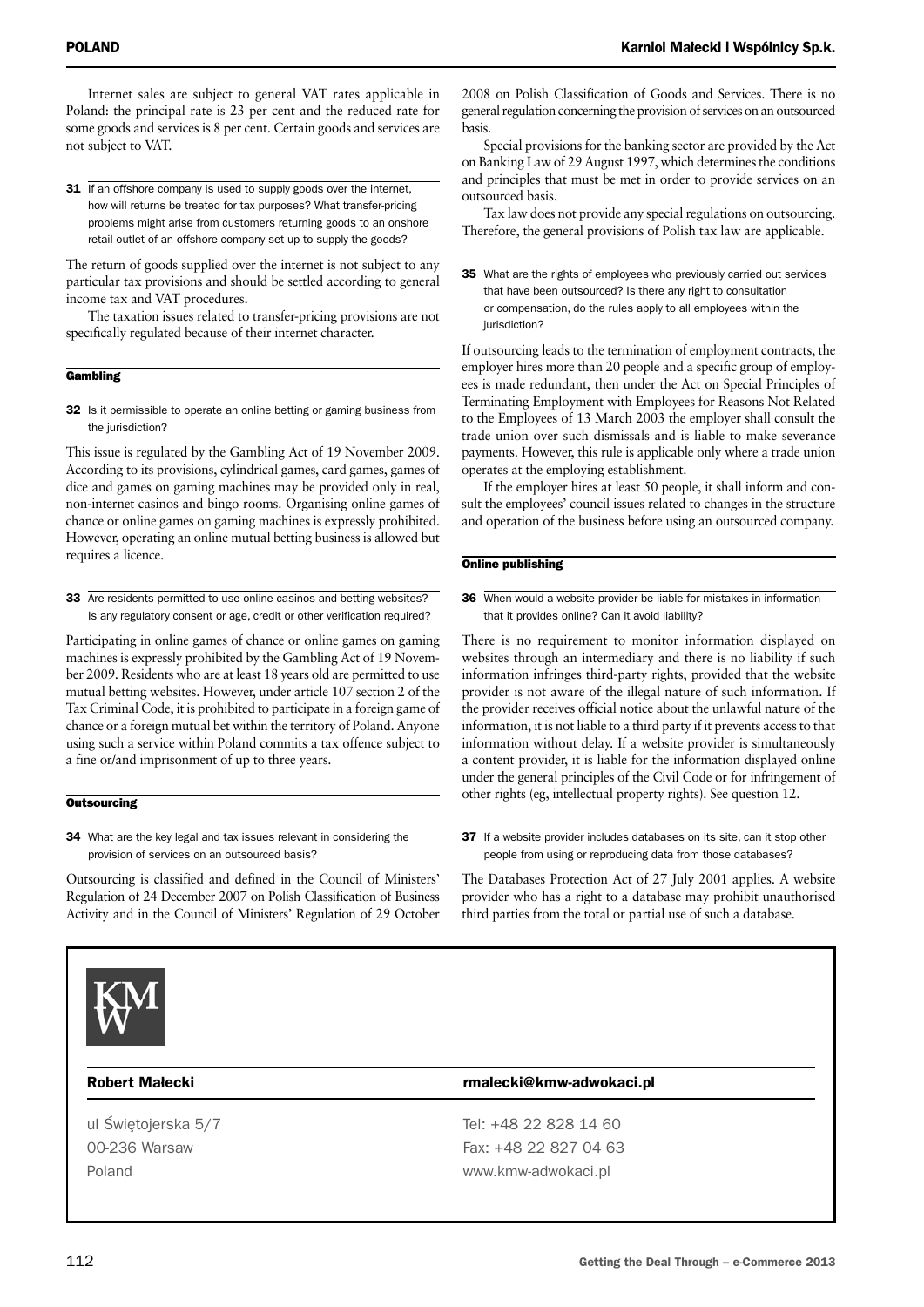Internet sales are subject to general VAT rates applicable in Poland: the principal rate is 23 per cent and the reduced rate for some goods and services is 8 per cent. Certain goods and services are not subject to VAT.

**31** If an offshore company is used to supply goods over the internet, how will returns be treated for tax purposes? What transfer-pricing problems might arise from customers returning goods to an onshore retail outlet of an offshore company set up to supply the goods?

The return of goods supplied over the internet is not subject to any particular tax provisions and should be settled according to general income tax and VAT procedures.

The taxation issues related to transfer-pricing provisions are not specifically regulated because of their internet character.

## Gambling

**32** Is it permissible to operate an online betting or gaming business from the jurisdiction?

This issue is regulated by the Gambling Act of 19 November 2009. According to its provisions, cylindrical games, card games, games of dice and games on gaming machines may be provided only in real, non-internet casinos and bingo rooms. Organising online games of chance or online games on gaming machines is expressly prohibited. However, operating an online mutual betting business is allowed but requires a licence.

**33** Are residents permitted to use online casinos and betting websites? Is any regulatory consent or age, credit or other verification required?

Participating in online games of chance or online games on gaming machines is expressly prohibited by the Gambling Act of 19 November 2009. Residents who are at least 18 years old are permitted to use mutual betting websites. However, under article 107 section 2 of the Tax Criminal Code, it is prohibited to participate in a foreign game of chance or a foreign mutual bet within the territory of Poland. Anyone using such a service within Poland commits a tax offence subject to a fine or/and imprisonment of up to three years.

## Outsourcing

**34** What are the key legal and tax issues relevant in considering the provision of services on an outsourced basis?

Outsourcing is classified and defined in the Council of Ministers' Regulation of 24 December 2007 on Polish Classification of Business Activity and in the Council of Ministers' Regulation of 29 October 2008 on Polish Classification of Goods and Services. There is no general regulation concerning the provision of services on an outsourced basis.

Special provisions for the banking sector are provided by the Act on Banking Law of 29 August 1997, which determines the conditions and principles that must be met in order to provide services on an outsourced basis.

Tax law does not provide any special regulations on outsourcing. Therefore, the general provisions of Polish tax law are applicable.

**35** What are the rights of employees who previously carried out services that have been outsourced? Is there any right to consultation or compensation, do the rules apply to all employees within the jurisdiction?

If outsourcing leads to the termination of employment contracts, the employer hires more than 20 people and a specific group of employees is made redundant, then under the Act on Special Principles of Terminating Employment with Employees for Reasons Not Related to the Employees of 13 March 2003 the employer shall consult the trade union over such dismissals and is liable to make severance payments. However, this rule is applicable only where a trade union operates at the employing establishment.

If the employer hires at least 50 people, it shall inform and consult the employees' council issues related to changes in the structure and operation of the business before using an outsourced company.

## Online publishing

**36** When would a website provider be liable for mistakes in information that it provides online? Can it avoid liability?

There is no requirement to monitor information displayed on websites through an intermediary and there is no liability if such information infringes third-party rights, provided that the website provider is not aware of the illegal nature of such information. If the provider receives official notice about the unlawful nature of the information, it is not liable to a third party if it prevents access to that information without delay. If a website provider is simultaneously a content provider, it is liable for the information displayed online under the general principles of the Civil Code or for infringement of other rights (eg, intellectual property rights). See question 12.

**37** If a website provider includes databases on its site, can it stop other people from using or reproducing data from those databases?

The Databases Protection Act of 27 July 2001 applies. A website provider who has a right to a database may prohibit unauthorised third parties from the total or partial use of such a database.

**KMW**

| **Robert Małecki** | **rmalecki@kmw-adwokaci.pl** |
|---|---|
| ul Świętojerska 5/7 | Tel: +48 22 828 14 60 |
| 00-236 Warsaw | Fax: +48 22 827 04 63 |
| Poland | www.kmw-adwokaci.pl |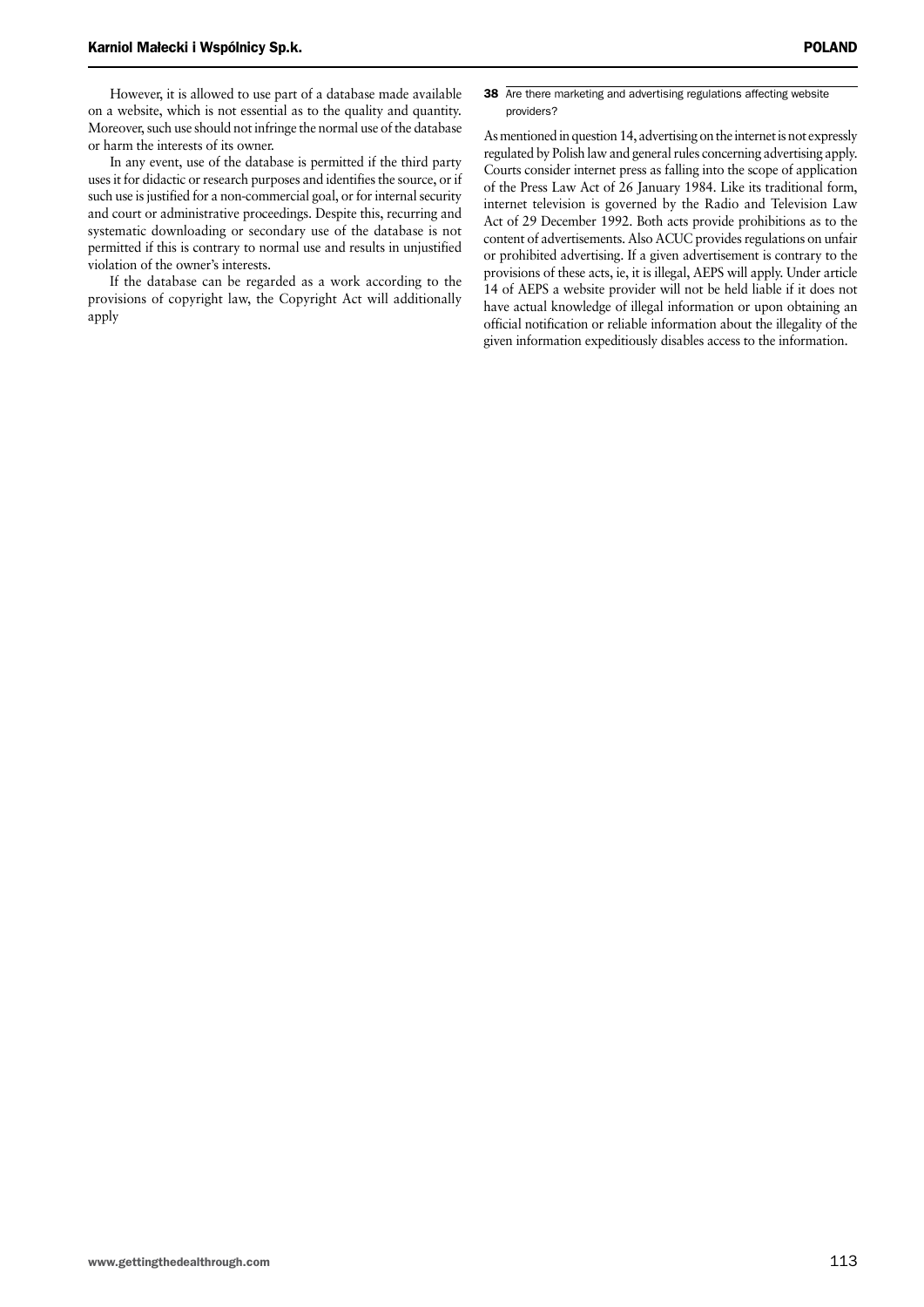However, it is allowed to use part of a database made available on a website, which is not essential as to the quality and quantity. Moreover, such use should not infringe the normal use of the database or harm the interests of its owner.

In any event, use of the database is permitted if the third party uses it for didactic or research purposes and identifies the source, or if such use is justified for a non-commercial goal, or for internal security and court or administrative proceedings. Despite this, recurring and systematic downloading or secondary use of the database is not permitted if this is contrary to normal use and results in unjustified violation of the owner's interests.

If the database can be regarded as a work according to the provisions of copyright law, the Copyright Act will additionally apply

**38** Are there marketing and advertising regulations affecting website providers?

As mentioned in question 14, advertising on the internet is not expressly regulated by Polish law and general rules concerning advertising apply. Courts consider internet press as falling into the scope of application of the Press Law Act of 26 January 1984. Like its traditional form, internet television is governed by the Radio and Television Law Act of 29 December 1992. Both acts provide prohibitions as to the content of advertisements. Also ACUC provides regulations on unfair or prohibited advertising. If a given advertisement is contrary to the provisions of these acts, ie, it is illegal, AEPS will apply. Under article 14 of AEPS a website provider will not be held liable if it does not have actual knowledge of illegal information or upon obtaining an official notification or reliable information about the illegality of the given information expeditiously disables access to the information.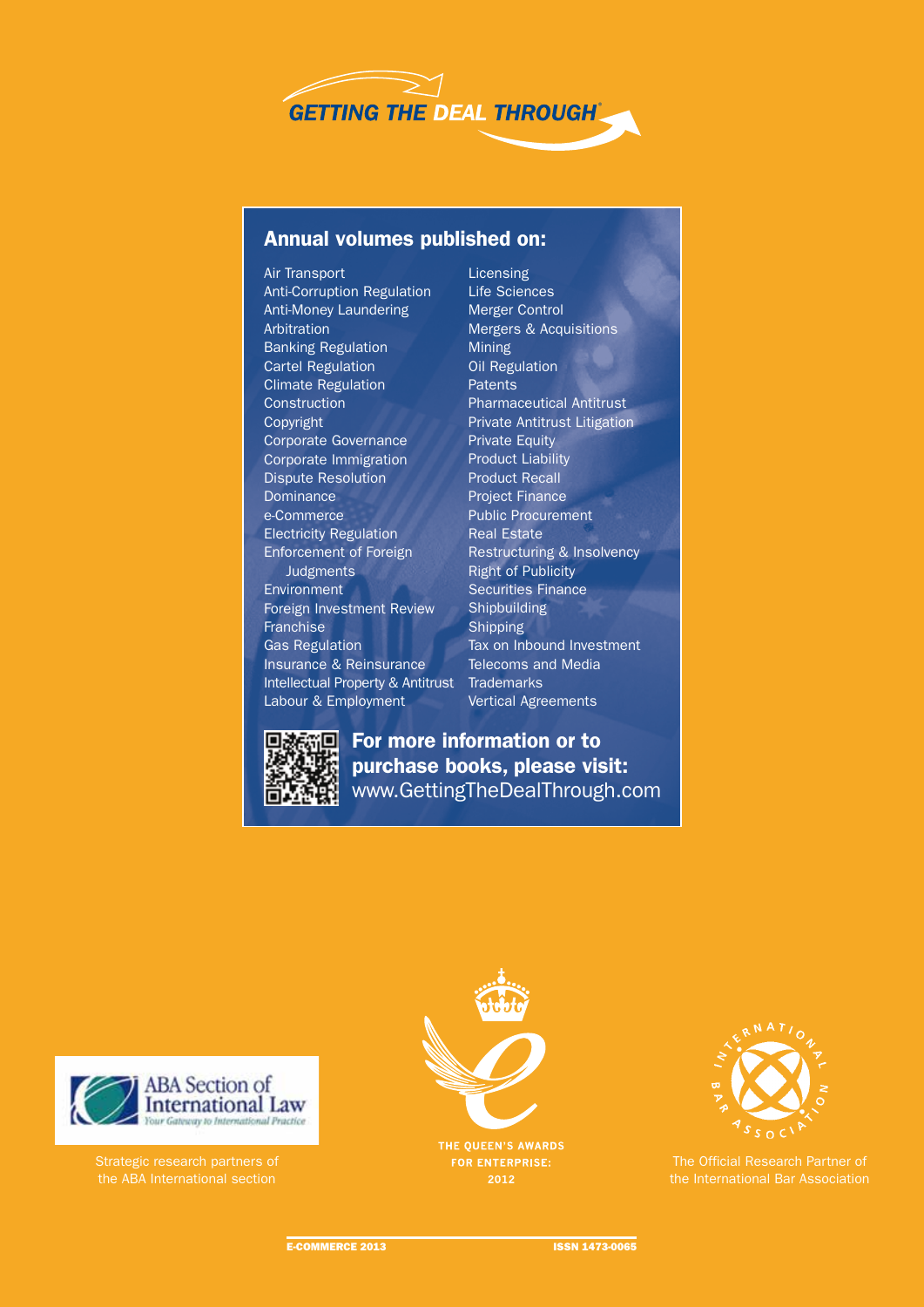GETTING THE DEAL THROUGH®

## Annual volumes published on:

- Air Transport
- Anti-Corruption Regulation
- Anti-Money Laundering
- Arbitration
- Banking Regulation
- Cartel Regulation
- Climate Regulation
- Construction
- Copyright
- Corporate Governance
- Corporate Immigration
- Dispute Resolution
- Dominance
- e-Commerce
- Electricity Regulation
- Enforcement of Foreign Judgments
- Environment
- Foreign Investment Review
- Franchise
- Gas Regulation
- Insurance & Reinsurance
- Intellectual Property & Antitrust
- Labour & Employment
- Licensing
- Life Sciences
- Merger Control
- Mergers & Acquisitions
- Mining
- Oil Regulation
- Patents
- Pharmaceutical Antitrust
- Private Antitrust Litigation
- Private Equity
- Product Liability
- Product Recall
- Project Finance
- Public Procurement
- Real Estate
- Restructuring & Insolvency
- Right of Publicity
- Securities Finance
- Shipbuilding
- Shipping
- Tax on Inbound Investment
- Telecoms and Media
- Trademarks
- Vertical Agreements

**For more information or to purchase books, please visit:**
www.GettingTheDealThrough.com

ABA Section of International Law
*Your Gateway to International Practice*

Strategic research partners of the ABA International section

THE QUEEN'S AWARDS FOR ENTERPRISE: 2012

INTERNATIONAL BAR ASSOCIATION

The Official Research Partner of the International Bar Association

E-COMMERCE 2013 ISSN 1473-0065